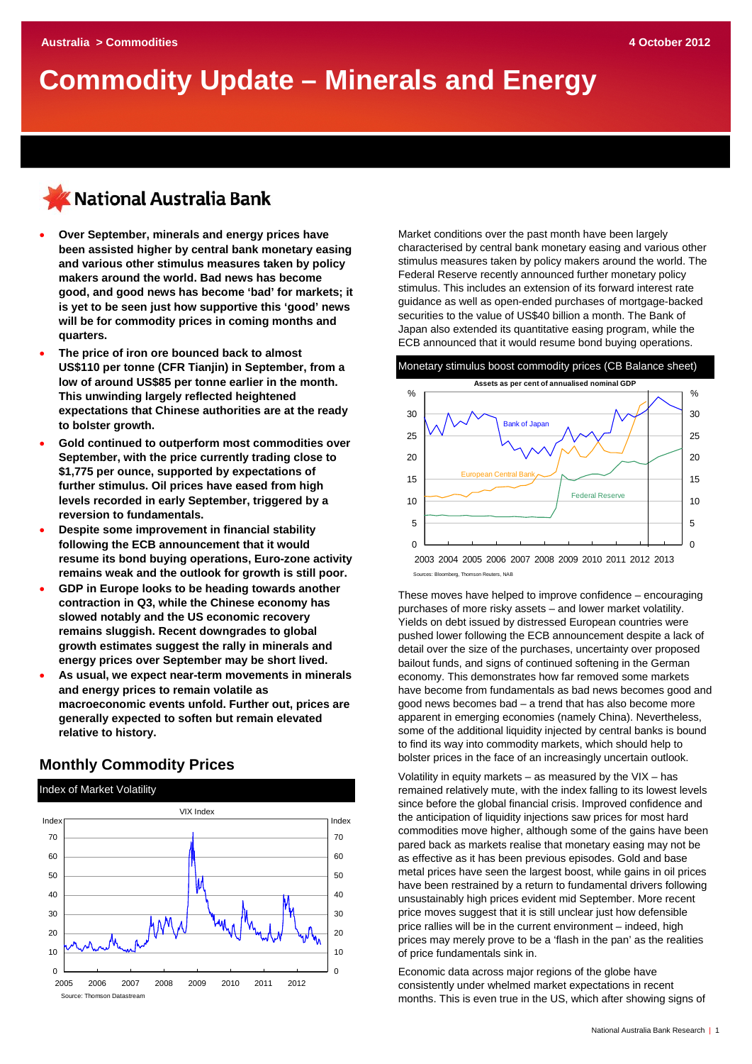Australia > Commodities

4 October 2012

# Commodity Update – Minerals and Energy

National Australia Bank

- **Over September, minerals and energy prices have been assisted higher by central bank monetary easing and various other stimulus measures taken by policy makers around the world. Bad news has become good, and good news has become 'bad' for markets; it is yet to be seen just how supportive this 'good' news will be for commodity prices in coming months and quarters.**
- **The price of iron ore bounced back to almost US$110 per tonne (CFR Tianjin) in September, from a low of around US$85 per tonne earlier in the month. This unwinding largely reflected heightened expectations that Chinese authorities are at the ready to bolster growth.**
- **Gold continued to outperform most commodities over September, with the price currently trading close to $1,775 per ounce, supported by expectations of further stimulus. Oil prices have eased from high levels recorded in early September, triggered by a reversion to fundamentals.**
- **Despite some improvement in financial stability following the ECB announcement that it would resume its bond buying operations, Euro-zone activity remains weak and the outlook for growth is still poor.**
- **GDP in Europe looks to be heading towards another contraction in Q3, while the Chinese economy has slowed notably and the US economic recovery remains sluggish. Recent downgrades to global growth estimates suggest the rally in minerals and energy prices over September may be short lived.**
- **As usual, we expect near-term movements in minerals and energy prices to remain volatile as macroeconomic events unfold. Further out, prices are generally expected to soften but remain elevated relative to history.**

## Monthly Commodity Prices

Index of Market Volatility

VIX Index

Index
70
60
50
40
30
20
10
0
2005 2006 2007 2008 2009 2010 2011 2012

Source: Thomson Datastream

Market conditions over the past month have been largely characterised by central bank monetary easing and various other stimulus measures taken by policy makers around the world. The Federal Reserve recently announced further monetary policy stimulus. This includes an extension of its forward interest rate guidance as well as open-ended purchases of mortgage-backed securities to the value of US$40 billion a month. The Bank of Japan also extended its quantitative easing program, while the ECB announced that it would resume bond buying operations.

Monetary stimulus boost commodity prices (CB Balance sheet)

Assets as per cent of annualised nominal GDP

%
30
25
20
15
10
5
0
2003 2004 2005 2006 2007 2008 2009 2010 2011 2012 2013

Bank of Japan
European Central Bank
Federal Reserve

Sources: Bloomberg, Thomson Reuters, NAB

These moves have helped to improve confidence – encouraging purchases of more risky assets – and lower market volatility. Yields on debt issued by distressed European countries were pushed lower following the ECB announcement despite a lack of detail over the size of the purchases, uncertainty over proposed bailout funds, and signs of continued softening in the German economy. This demonstrates how far removed some markets have become from fundamentals as bad news becomes good and good news becomes bad – a trend that has also become more apparent in emerging economies (namely China). Nevertheless, some of the additional liquidity injected by central banks is bound to find its way into commodity markets, which should help to bolster prices in the face of an increasingly uncertain outlook.

Volatility in equity markets – as measured by the VIX – has remained relatively mute, with the index falling to its lowest levels since before the global financial crisis. Improved confidence and the anticipation of liquidity injections saw prices for most hard commodities move higher, although some of the gains have been pared back as markets realise that monetary easing may not be as effective as it has been previous episodes. Gold and base metal prices have seen the largest boost, while gains in oil prices have been restrained by a return to fundamental drivers following unsustainably high prices evident mid September. More recent price moves suggest that it is still unclear just how defensible price rallies will be in the current environment – indeed, high prices may merely prove to be a 'flash in the pan' as the realities of price fundamentals sink in.

Economic data across major regions of the globe have consistently under whelmed market expectations in recent months. This is even true in the US, which after showing signs of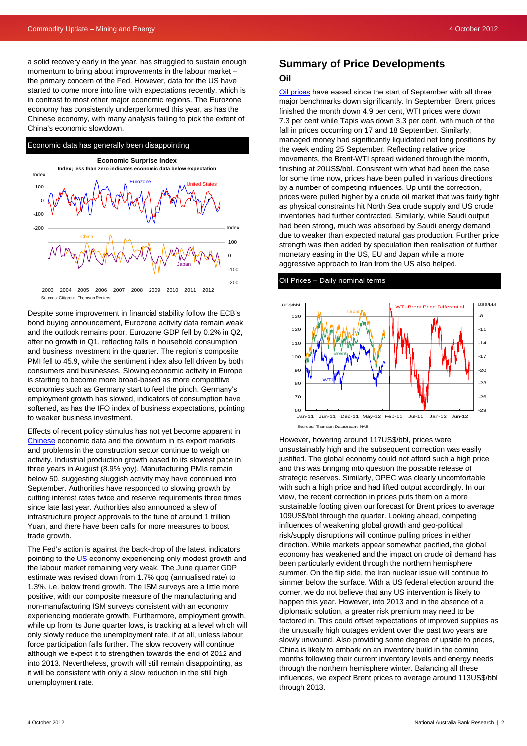a solid recovery early in the year, has struggled to sustain enough momentum to bring about improvements in the labour market – the primary concern of the Fed. However, data for the US have started to come more into line with expectations recently, which is in contrast to most other major economic regions. The Eurozone economy has consistently underperformed this year, as has the Chinese economy, with many analysts failing to pick the extent of China's economic slowdown.

**Economic data has generally been disappointing**

Economic Surprise Index

Index; less than zero indicates economic data below expectation

Index

100

0

-100

-200

Eurozone

United States

China

Japan

Index

100

0

-100

-200

2003 2004 2005 2006 2007 2008 2009 2010 2011 2012

Sources: Citigroup; Thomson Reuters

Despite some improvement in financial stability follow the ECB's bond buying announcement, Eurozone activity data remain weak and the outlook remains poor. Eurozone GDP fell by 0.2% in Q2, after no growth in Q1, reflecting falls in household consumption and business investment in the quarter. The region's composite PMI fell to 45.9, while the sentiment index also fell driven by both consumers and businesses. Slowing economic activity in Europe is starting to become more broad-based as more competitive economies such as Germany start to feel the pinch. Germany's employment growth has slowed, indicators of consumption have softened, as has the IFO index of business expectations, pointing to weaker business investment.

Effects of recent policy stimulus has not yet become apparent in Chinese economic data and the downturn in its export markets and problems in the construction sector continue to weigh on activity. Industrial production growth eased to its slowest pace in three years in August (8.9% yoy). Manufacturing PMIs remain below 50, suggesting sluggish activity may have continued into September. Authorities have responded to slowing growth by cutting interest rates twice and reserve requirements three times since late last year. Authorities also announced a slew of infrastructure project approvals to the tune of around 1 trillion Yuan, and there have been calls for more measures to boost trade growth.

The Fed's action is against the back-drop of the latest indicators pointing to the US economy experiencing only modest growth and the labour market remaining very weak. The June quarter GDP estimate was revised down from 1.7% qoq (annualised rate) to 1.3%, i.e. below trend growth. The ISM surveys are a little more positive, with our composite measure of the manufacturing and non-manufacturing ISM surveys consistent with an economy experiencing moderate growth. Furthermore, employment growth, while up from its June quarter lows, is tracking at a level which will only slowly reduce the unemployment rate, if at all, unless labour force participation falls further. The slow recovery will continue although we expect it to strengthen towards the end of 2012 and into 2013. Nevertheless, growth will still remain disappointing, as it will be consistent with only a slow reduction in the still high unemployment rate.

## Summary of Price Developments

### Oil

Oil prices have eased since the start of September with all three major benchmarks down significantly. In September, Brent prices finished the month down 4.9 per cent, WTI prices were down 7.3 per cent while Tapis was down 3.3 per cent, with much of the fall in prices occurring on 17 and 18 September. Similarly, managed money had significantly liquidated net long positions by the week ending 25 September. Reflecting relative price movements, the Brent-WTI spread widened through the month, finishing at 20US$/bbl. Consistent with what had been the case for some time now, prices have been pulled in various directions by a number of competing influences. Up until the correction, prices were pulled higher by a crude oil market that was fairly tight as physical constraints hit North Sea crude supply and US crude inventories had further contracted. Similarly, while Saudi output had been strong, much was absorbed by Saudi energy demand due to weaker than expected natural gas production. Further price strength was then added by speculation then realisation of further monetary easing in the US, EU and Japan while a more aggressive approach to Iran from the US also helped.

**Oil Prices – Daily nominal terms**

US$/bbl

130

120

110

100

90

80

70

60

Tapis

Brent

WTI

WTI-Brent Price Differential

US$/bbl

-8

-11

-14

-17

-20

-23

-26

-29

Jan-11 Jun-11 Dec-11 May-12 Feb-11 Jul-11 Jan-12 Jun-12

Sources: Thomson Datastream; NAB

However, hovering around 117US$/bbl, prices were unsustainably high and the subsequent correction was easily justified. The global economy could not afford such a high price and this was bringing into question the possible release of strategic reserves. Similarly, OPEC was clearly uncomfortable with such a high price and had lifted output accordingly. In our view, the recent correction in prices puts them on a more sustainable footing given our forecast for Brent prices to average 109US$/bbl through the quarter. Looking ahead, competing influences of weakening global growth and geo-political risk/supply disruptions will continue pulling prices in either direction. While markets appear somewhat pacified, the global economy has weakened and the impact on crude oil demand has been particularly evident through the northern hemisphere summer. On the flip side, the Iran nuclear issue will continue to simmer below the surface. With a US federal election around the corner, we do not believe that any US intervention is likely to happen this year. However, into 2013 and in the absence of a diplomatic solution, a greater risk premium may need to be factored in. This could offset expectations of improved supplies as the unusually high outages evident over the past two years are slowly unwound. Also providing some degree of upside to prices, China is likely to embark on an inventory build in the coming months following their current inventory levels and energy needs through the northern hemisphere winter. Balancing all these influences, we expect Brent prices to average around 113US$/bbl through 2013.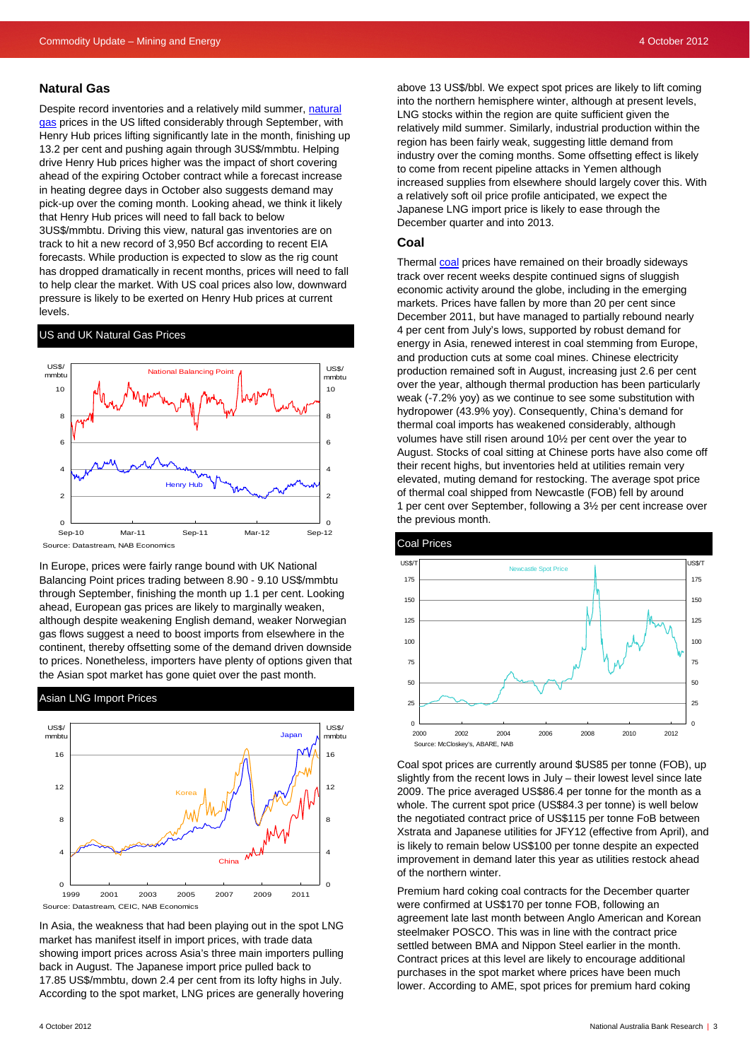## Natural Gas

Despite record inventories and a relatively mild summer, natural gas prices in the US lifted considerably through September, with Henry Hub prices lifting significantly late in the month, finishing up 13.2 per cent and pushing again through 3US$/mmbtu. Helping drive Henry Hub prices higher was the impact of short covering ahead of the expiring October contract while a forecast increase in heating degree days in October also suggests demand may pick-up over the coming month. Looking ahead, we think it likely that Henry Hub prices will need to fall back to below 3US$/mmbtu. Driving this view, natural gas inventories are on track to hit a new record of 3,950 Bcf according to recent EIA forecasts. While production is expected to slow as the rig count has dropped dramatically in recent months, prices will need to fall to help clear the market. With US coal prices also low, downward pressure is likely to be exerted on Henry Hub prices at current levels.

**US and UK Natural Gas Prices**

US$/mmbtu
National Balancing Point
Henry Hub
0 2 4 6 8 10
Sep-10 Mar-11 Sep-11 Mar-12 Sep-12

Source: Datastream, NAB Economics

In Europe, prices were fairly range bound with UK National Balancing Point prices trading between 8.90 - 9.10 US$/mmbtu through September, finishing the month up 1.1 per cent. Looking ahead, European gas prices are likely to marginally weaken, although despite weakening English demand, weaker Norwegian gas flows suggest a need to boost imports from elsewhere in the continent, thereby offsetting some of the demand driven downside to prices. Nonetheless, importers have plenty of options given that the Asian spot market has gone quiet over the past month.

**Asian LNG Import Prices**

US$/mmbtu
Japan
Korea
China
0 4 8 12 16
1999 2001 2003 2005 2007 2009 2011

Source: Datastream, CEIC, NAB Economics

In Asia, the weakness that had been playing out in the spot LNG market has manifest itself in import prices, with trade data showing import prices across Asia's three main importers pulling back in August. The Japanese import price pulled back to 17.85 US$/mmbtu, down 2.4 per cent from its lofty highs in July. According to the spot market, LNG prices are generally hovering above 13 US$/bbl. We expect spot prices are likely to lift coming into the northern hemisphere winter, although at present levels, LNG stocks within the region are quite sufficient given the relatively mild summer. Similarly, industrial production within the region has been fairly weak, suggesting little demand from industry over the coming months. Some offsetting effect is likely to come from recent pipeline attacks in Yemen although increased supplies from elsewhere should largely cover this. With a relatively soft oil price profile anticipated, we expect the Japanese LNG import price is likely to ease through the December quarter and into 2013.

## Coal

Thermal coal prices have remained on their broadly sideways track over recent weeks despite continued signs of sluggish economic activity around the globe, including in the emerging markets. Prices have fallen by more than 20 per cent since December 2011, but have managed to partially rebound nearly 4 per cent from July's lows, supported by robust demand for energy in Asia, renewed interest in coal stemming from Europe, and production cuts at some coal mines. Chinese electricity production remained soft in August, increasing just 2.6 per cent over the year, although thermal production has been particularly weak (-7.2% yoy) as we continue to see some substitution with hydropower (43.9% yoy). Consequently, China's demand for thermal coal imports has weakened considerably, although volumes have still risen around 10½ per cent over the year to August. Stocks of coal sitting at Chinese ports have also come off their recent highs, but inventories held at utilities remain very elevated, muting demand for restocking. The average spot price of thermal coal shipped from Newcastle (FOB) fell by around 1 per cent over September, following a 3½ per cent increase over the previous month.

**Coal Prices**

US$/T
Newcastle Spot Price
0 25 50 75 100 125 150 175
2000 2002 2004 2006 2008 2010 2012

Source: McCloskey's, ABARE, NAB

Coal spot prices are currently around $US85 per tonne (FOB), up slightly from the recent lows in July – their lowest level since late 2009. The price averaged US$86.4 per tonne for the month as a whole. The current spot price (US$84.3 per tonne) is well below the negotiated contract price of US$115 per tonne FoB between Xstrata and Japanese utilities for JFY12 (effective from April), and is likely to remain below US$100 per tonne despite an expected improvement in demand later this year as utilities restock ahead of the northern winter.

Premium hard coking coal contracts for the December quarter were confirmed at US$170 per tonne FOB, following an agreement late last month between Anglo American and Korean steelmaker POSCO. This was in line with the contract price settled between BMA and Nippon Steel earlier in the month. Contract prices at this level are likely to encourage additional purchases in the spot market where prices have been much lower. According to AME, spot prices for premium hard coking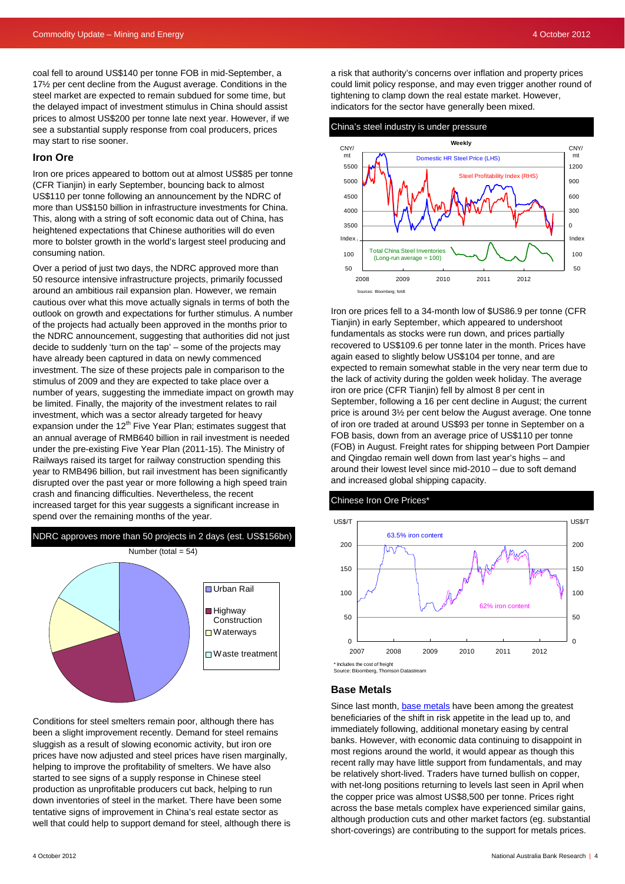coal fell to around US$140 per tonne FOB in mid-September, a 17½ per cent decline from the August average. Conditions in the steel market are expected to remain subdued for some time, but the delayed impact of investment stimulus in China should assist prices to almost US$200 per tonne late next year. However, if we see a substantial supply response from coal producers, prices may start to rise sooner.

### Iron Ore

Iron ore prices appeared to bottom out at almost US$85 per tonne (CFR Tianjin) in early September, bouncing back to almost US$110 per tonne following an announcement by the NDRC of more than US$150 billion in infrastructure investments for China. This, along with a string of soft economic data out of China, has heightened expectations that Chinese authorities will do even more to bolster growth in the world's largest steel producing and consuming nation.

Over a period of just two days, the NDRC approved more than 50 resource intensive infrastructure projects, primarily focussed around an ambitious rail expansion plan. However, we remain cautious over what this move actually signals in terms of both the outlook on growth and expectations for further stimulus. A number of the projects had actually been approved in the months prior to the NDRC announcement, suggesting that authorities did not just decide to suddenly 'turn on the tap' – some of the projects may have already been captured in data on newly commenced investment. The size of these projects pale in comparison to the stimulus of 2009 and they are expected to take place over a number of years, suggesting the immediate impact on growth may be limited. Finally, the majority of the investment relates to rail investment, which was a sector already targeted for heavy expansion under the 12th Five Year Plan; estimates suggest that an annual average of RMB640 billion in rail investment is needed under the pre-existing Five Year Plan (2011-15). The Ministry of Railways raised its target for railway construction spending this year to RMB496 billion, but rail investment has been significantly disrupted over the past year or more following a high speed train crash and financing difficulties. Nevertheless, the recent increased target for this year suggests a significant increase in spend over the remaining months of the year.

NDRC approves more than 50 projects in 2 days (est. US$156bn)

Number (total = 54)

Urban Rail
Highway Construction
Waterways
Waste treatment

Conditions for steel smelters remain poor, although there has been a slight improvement recently. Demand for steel remains sluggish as a result of slowing economic activity, but iron ore prices have now adjusted and steel prices have risen marginally, helping to improve the profitability of smelters. We have also started to see signs of a supply response in Chinese steel production as unprofitable producers cut back, helping to run down inventories of steel in the market. There have been some tentative signs of improvement in China's real estate sector as well that could help to support demand for steel, although there is a risk that authority's concerns over inflation and property prices could limit policy response, and may even trigger another round of tightening to clamp down the real estate market. However, indicators for the sector have generally been mixed.

China's steel industry is under pressure

Weekly

CNY/mt

5500
5000
4500
4000
3500

Domestic HR Steel Price (LHS)

Steel Profitability Index (RHS)

CNY/mt

1200
900
600
300
0

Index

100
50

Total China Steel Inventories (Long-run average = 100)

Index

100
50

2008 2009 2010 2011 2012

Sources: Bloomberg; NAB

Iron ore prices fell to a 34-month low of $US86.9 per tonne (CFR Tianjin) in early September, which appeared to undershoot fundamentals as stocks were run down, and prices partially recovered to US$109.6 per tonne later in the month. Prices have again eased to slightly below US$104 per tonne, and are expected to remain somewhat stable in the very near term due to the lack of activity during the golden week holiday. The average iron ore price (CFR Tianjin) fell by almost 8 per cent in September, following a 16 per cent decline in August; the current price is around 3½ per cent below the August average. One tonne of iron ore traded at around US$93 per tonne in September on a FOB basis, down from an average price of US$110 per tonne (FOB) in August. Freight rates for shipping between Port Dampier and Qingdao remain well down from last year's highs – and around their lowest level since mid-2010 – due to soft demand and increased global shipping capacity.

Chinese Iron Ore Prices*

US$/T

200
150
100
50
0

63.5% iron content

62% iron content

US$/T

200
150
100
50
0

2007 2008 2009 2010 2011 2012

\* Includes the cost of freight
Source: Bloomberg, Thomson Datastream

### Base Metals

Since last month, base metals have been among the greatest beneficiaries of the shift in risk appetite in the lead up to, and immediately following, additional monetary easing by central banks. However, with economic data continuing to disappoint in most regions around the world, it would appear as though this recent rally may have little support from fundamentals, and may be relatively short-lived. Traders have turned bullish on copper, with net-long positions returning to levels last seen in April when the copper price was almost US$8,500 per tonne. Prices right across the base metals complex have experienced similar gains, although production cuts and other market factors (eg. substantial short-coverings) are contributing to the support for metals prices.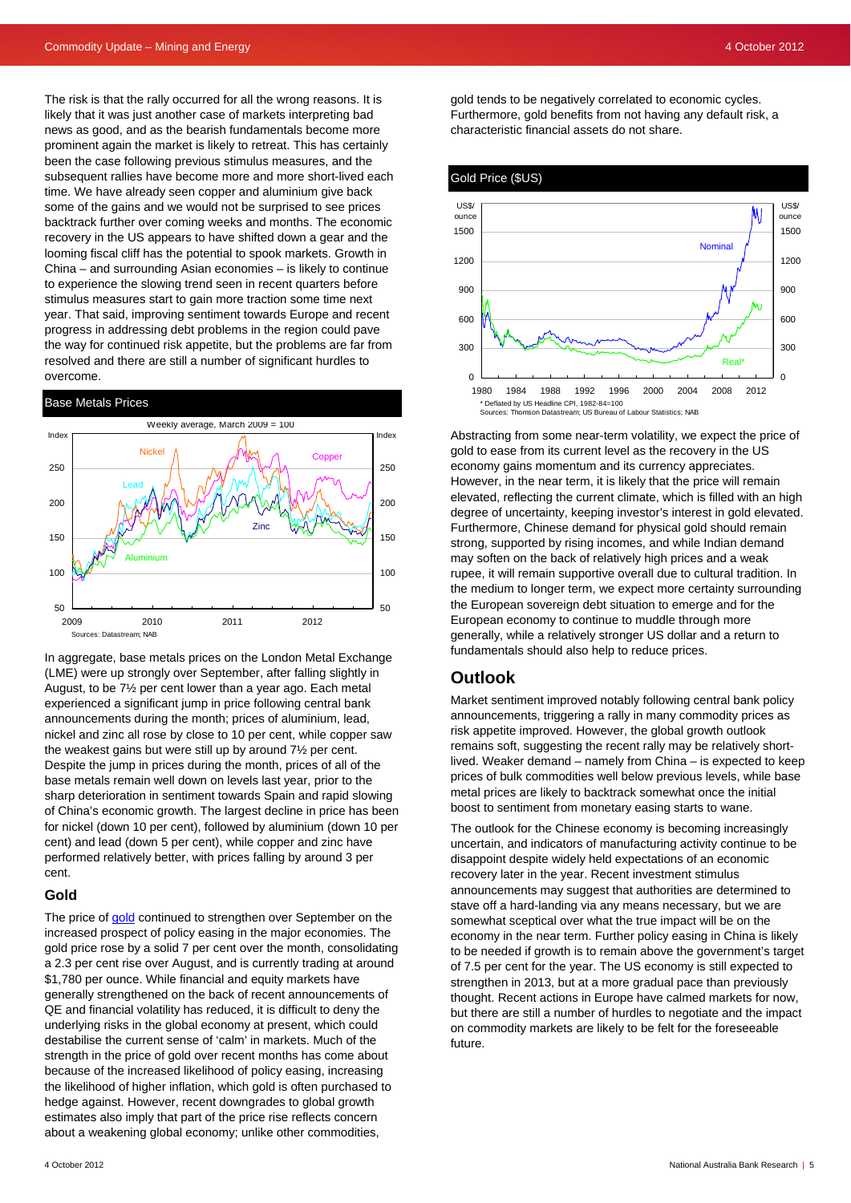The risk is that the rally occurred for all the wrong reasons. It is likely that it was just another case of markets interpreting bad news as good, and as the bearish fundamentals become more prominent again the market is likely to retreat. This has certainly been the case following previous stimulus measures, and the subsequent rallies have become more and more short-lived each time. We have already seen copper and aluminium give back some of the gains and we would not be surprised to see prices backtrack further over coming weeks and months. The economic recovery in the US appears to have shifted down a gear and the looming fiscal cliff has the potential to spook markets. Growth in China – and surrounding Asian economies – is likely to continue to experience the slowing trend seen in recent quarters before stimulus measures start to gain more traction some time next year. That said, improving sentiment towards Europe and recent progress in addressing debt problems in the region could pave the way for continued risk appetite, but the problems are far from resolved and there are still a number of significant hurdles to overcome.

Base Metals Prices

Weekly average, March 2009 = 100

Index

250
200
150
100
50

Nickel
Copper
Lead
Zinc
Aluminium

2009
2010
2011
2012

Sources: Datastream; NAB

In aggregate, base metals prices on the London Metal Exchange (LME) were up strongly over September, after falling slightly in August, to be 7½ per cent lower than a year ago. Each metal experienced a significant jump in price following central bank announcements during the month; prices of aluminium, lead, nickel and zinc all rose by close to 10 per cent, while copper saw the weakest gains but were still up by around 7½ per cent. Despite the jump in prices during the month, prices of all of the base metals remain well down on levels last year, prior to the sharp deterioration in sentiment towards Spain and rapid slowing of China's economic growth. The largest decline in price has been for nickel (down 10 per cent), followed by aluminium (down 10 per cent) and lead (down 5 per cent), while copper and zinc have performed relatively better, with prices falling by around 3 per cent.

### Gold

The price of gold continued to strengthen over September on the increased prospect of policy easing in the major economies. The gold price rose by a solid 7 per cent over the month, consolidating a 2.3 per cent rise over August, and is currently trading at around $1,780 per ounce. While financial and equity markets have generally strengthened on the back of recent announcements of QE and financial volatility has reduced, it is difficult to deny the underlying risks in the global economy at present, which could destabilise the current sense of 'calm' in markets. Much of the strength in the price of gold over recent months has come about because of the increased likelihood of policy easing, increasing the likelihood of higher inflation, which gold is often purchased to hedge against. However, recent downgrades to global growth estimates also imply that part of the price rise reflects concern about a weakening global economy; unlike other commodities, gold tends to be negatively correlated to economic cycles. Furthermore, gold benefits from not having any default risk, a characteristic financial assets do not share.

Gold Price ($US)

US$/ ounce

1500
1200
900
600
300
0

Nominal
Real*

1980
1984
1988
1992
1996
2000
2004
2008
2012

\* Deflated by US Headline CPI, 1982-84=100
Sources: Thomson Datastream; US Bureau of Labour Statistics; NAB

Abstracting from some near-term volatility, we expect the price of gold to ease from its current level as the recovery in the US economy gains momentum and its currency appreciates. However, in the near term, it is likely that the price will remain elevated, reflecting the current climate, which is filled with an high degree of uncertainty, keeping investor's interest in gold elevated. Furthermore, Chinese demand for physical gold should remain strong, supported by rising incomes, and while Indian demand may soften on the back of relatively high prices and a weak rupee, it will remain supportive overall due to cultural tradition. In the medium to longer term, we expect more certainty surrounding the European sovereign debt situation to emerge and for the European economy to continue to muddle through more generally, while a relatively stronger US dollar and a return to fundamentals should also help to reduce prices.

## Outlook

Market sentiment improved notably following central bank policy announcements, triggering a rally in many commodity prices as risk appetite improved. However, the global growth outlook remains soft, suggesting the recent rally may be relatively short-lived. Weaker demand – namely from China – is expected to keep prices of bulk commodities well below previous levels, while base metal prices are likely to backtrack somewhat once the initial boost to sentiment from monetary easing starts to wane.

The outlook for the Chinese economy is becoming increasingly uncertain, and indicators of manufacturing activity continue to be disappoint despite widely held expectations of an economic recovery later in the year. Recent investment stimulus announcements may suggest that authorities are determined to stave off a hard-landing via any means necessary, but we are somewhat sceptical over what the true impact will be on the economy in the near term. Further policy easing in China is likely to be needed if growth is to remain above the government's target of 7.5 per cent for the year. The US economy is still expected to strengthen in 2013, but at a more gradual pace than previously thought. Recent actions in Europe have calmed markets for now, but there are still a number of hurdles to negotiate and the impact on commodity markets are likely to be felt for the foreseeable future.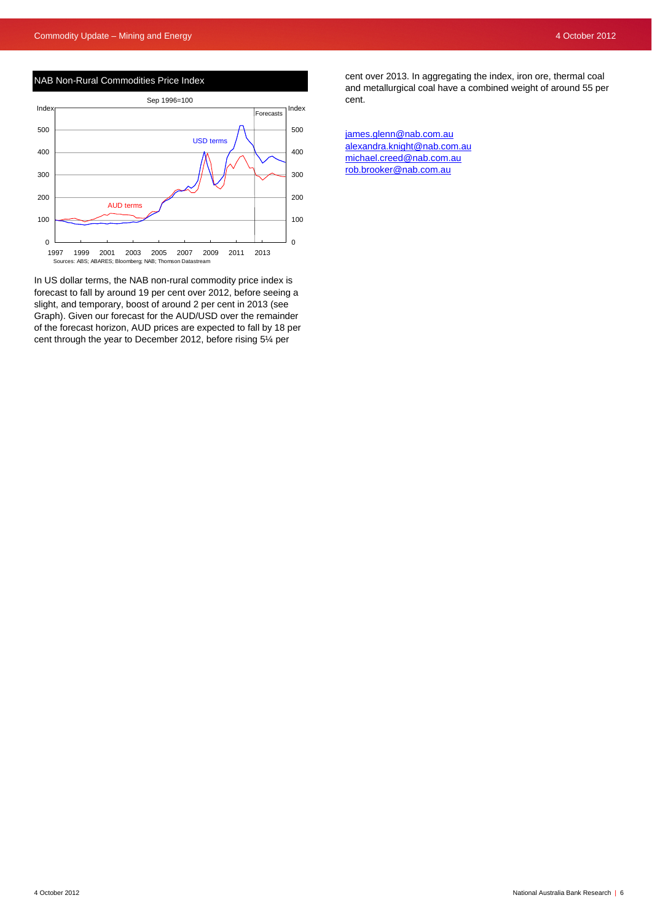## NAB Non-Rural Commodities Price Index

Sep 1996=100

Index

Forecasts

Index

500

400

300

200

100

0

USD terms

AUD terms

1997 1999 2001 2003 2005 2007 2009 2011 2013

Sources: ABS; ABARES; Bloomberg; NAB; Thomson Datastream

In US dollar terms, the NAB non-rural commodity price index is forecast to fall by around 19 per cent over 2012, before seeing a slight, and temporary, boost of around 2 per cent in 2013 (see Graph). Given our forecast for the AUD/USD over the remainder of the forecast horizon, AUD prices are expected to fall by 18 per cent through the year to December 2012, before rising 5¼ per cent over 2013. In aggregating the index, iron ore, thermal coal and metallurgical coal have a combined weight of around 55 per cent.

james.glenn@nab.com.au
alexandra.knight@nab.com.au
michael.creed@nab.com.au
rob.brooker@nab.com.au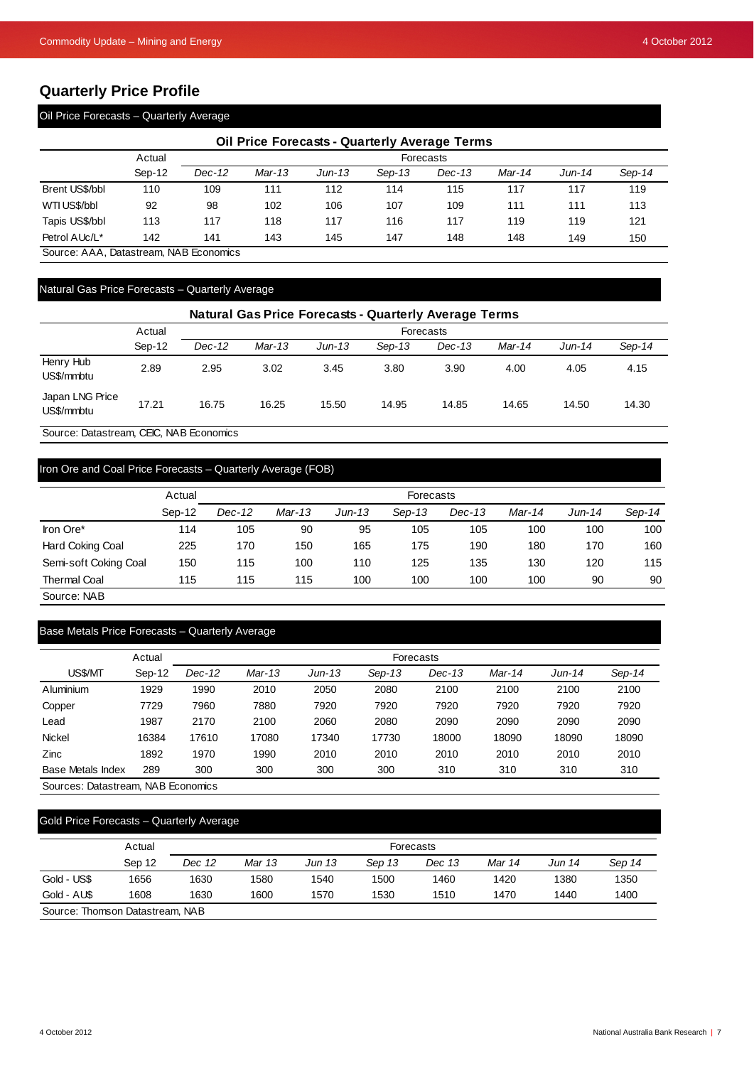## Quarterly Price Profile

### Oil Price Forecasts – Quarterly Average

**Oil Price Forecasts - Quarterly Average Terms**

| | Actual | Forecasts | | | | | | | |
|---|---|---|---|---|---|---|---|---|---|
| | Sep-12 | *Dec-12* | *Mar-13* | *Jun-13* | *Sep-13* | *Dec-13* | *Mar-14* | *Jun-14* | *Sep-14* |
| Brent US$/bbl | 110 | 109 | 111 | 112 | 114 | 115 | 117 | 117 | 119 |
| WTI US$/bbl | 92 | 98 | 102 | 106 | 107 | 109 | 111 | 111 | 113 |
| Tapis US$/bbl | 113 | 117 | 118 | 117 | 116 | 117 | 119 | 119 | 121 |
| Petrol AUc/L* | 142 | 141 | 143 | 145 | 147 | 148 | 148 | 149 | 150 |

Source: AAA, Datastream, NAB Economics

### Natural Gas Price Forecasts – Quarterly Average

**Natural Gas Price Forecasts - Quarterly Average Terms**

| | Actual | Forecasts | | | | | | | |
|---|---|---|---|---|---|---|---|---|---|
| | Sep-12 | *Dec-12* | *Mar-13* | *Jun-13* | *Sep-13* | *Dec-13* | *Mar-14* | *Jun-14* | *Sep-14* |
| Henry Hub US$/mmbtu | 2.89 | 2.95 | 3.02 | 3.45 | 3.80 | 3.90 | 4.00 | 4.05 | 4.15 |
| Japan LNG Price US$/mmbtu | 17.21 | 16.75 | 16.25 | 15.50 | 14.95 | 14.85 | 14.65 | 14.50 | 14.30 |

Source: Datastream, CEIC, NAB Economics

### Iron Ore and Coal Price Forecasts – Quarterly Average (FOB)

| | Actual | Forecasts | | | | | | | |
|---|---|---|---|---|---|---|---|---|---|
| | Sep-12 | *Dec-12* | *Mar-13* | *Jun-13* | *Sep-13* | *Dec-13* | *Mar-14* | *Jun-14* | *Sep-14* |
| Iron Ore* | 114 | 105 | 90 | 95 | 105 | 105 | 100 | 100 | 100 |
| Hard Coking Coal | 225 | 170 | 150 | 165 | 175 | 190 | 180 | 170 | 160 |
| Semi-soft Coking Coal | 150 | 115 | 100 | 110 | 125 | 135 | 130 | 120 | 115 |
| Thermal Coal | 115 | 115 | 115 | 100 | 100 | 100 | 100 | 90 | 90 |

Source: NAB

### Base Metals Price Forecasts – Quarterly Average

| | Actual | Forecasts | | | | | | | |
|---|---|---|---|---|---|---|---|---|---|
| US$/MT | Sep-12 | *Dec-12* | *Mar-13* | *Jun-13* | *Sep-13* | *Dec-13* | *Mar-14* | *Jun-14* | *Sep-14* |
| Aluminium | 1929 | 1990 | 2010 | 2050 | 2080 | 2100 | 2100 | 2100 | 2100 |
| Copper | 7729 | 7960 | 7880 | 7920 | 7920 | 7920 | 7920 | 7920 | 7920 |
| Lead | 1987 | 2170 | 2100 | 2060 | 2080 | 2090 | 2090 | 2090 | 2090 |
| Nickel | 16384 | 17610 | 17080 | 17340 | 17730 | 18000 | 18090 | 18090 | 18090 |
| Zinc | 1892 | 1970 | 1990 | 2010 | 2010 | 2010 | 2010 | 2010 | 2010 |
| Base Metals Index | 289 | 300 | 300 | 300 | 300 | 310 | 310 | 310 | 310 |

Sources: Datastream, NAB Economics

### Gold Price Forecasts – Quarterly Average

| | Actual | Forecasts | | | | | | | |
|---|---|---|---|---|---|---|---|---|---|
| | Sep 12 | *Dec 12* | *Mar 13* | *Jun 13* | *Sep 13* | *Dec 13* | *Mar 14* | *Jun 14* | *Sep 14* |
| Gold - US$ | 1656 | 1630 | 1580 | 1540 | 1500 | 1460 | 1420 | 1380 | 1350 |
| Gold - AU$ | 1608 | 1630 | 1600 | 1570 | 1530 | 1510 | 1470 | 1440 | 1400 |

Source: Thomson Datastream, NAB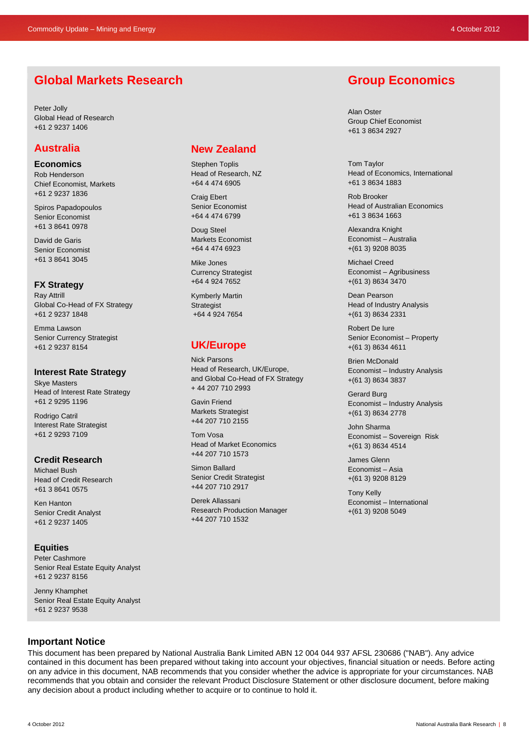# Global Markets Research

Peter Jolly
Global Head of Research
+61 2 9237 1406

## Australia

### Economics

Rob Henderson
Chief Economist, Markets
+61 2 9237 1836

Spiros Papadopoulos
Senior Economist
+61 3 8641 0978

David de Garis
Senior Economist
+61 3 8641 3045

### FX Strategy

Ray Attrill
Global Co-Head of FX Strategy
+61 2 9237 1848

Emma Lawson
Senior Currency Strategist
+61 2 9237 8154

### Interest Rate Strategy

Skye Masters
Head of Interest Rate Strategy
+61 2 9295 1196

Rodrigo Catril
Interest Rate Strategist
+61 2 9293 7109

### Credit Research

Michael Bush
Head of Credit Research
+61 3 8641 0575

Ken Hanton
Senior Credit Analyst
+61 2 9237 1405

### Equities

Peter Cashmore
Senior Real Estate Equity Analyst
+61 2 9237 8156

Jenny Khamphet
Senior Real Estate Equity Analyst
+61 2 9237 9538

## New Zealand

Stephen Toplis
Head of Research, NZ
+64 4 474 6905

Craig Ebert
Senior Economist
+64 4 474 6799

Doug Steel
Markets Economist
+64 4 474 6923

Mike Jones
Currency Strategist
+64 4 924 7652

Kymberly Martin
Strategist
+64 4 924 7654

## UK/Europe

Nick Parsons
Head of Research, UK/Europe,
and Global Co-Head of FX Strategy
+ 44 207 710 2993

Gavin Friend
Markets Strategist
+44 207 710 2155

Tom Vosa
Head of Market Economics
+44 207 710 1573

Simon Ballard
Senior Credit Strategist
+44 207 710 2917

Derek Allassani
Research Production Manager
+44 207 710 1532

# Group Economics

Alan Oster
Group Chief Economist
+61 3 8634 2927

Tom Taylor
Head of Economics, International
+61 3 8634 1883

Rob Brooker
Head of Australian Economics
+61 3 8634 1663

Alexandra Knight
Economist – Australia
+(61 3) 9208 8035

Michael Creed
Economist – Agribusiness
+(61 3) 8634 3470

Dean Pearson
Head of Industry Analysis
+(61 3) 8634 2331

Robert De Iure
Senior Economist – Property
+(61 3) 8634 4611

Brien McDonald
Economist – Industry Analysis
+(61 3) 8634 3837

Gerard Burg
Economist – Industry Analysis
+(61 3) 8634 2778

John Sharma
Economist – Sovereign Risk
+(61 3) 8634 4514

James Glenn
Economist – Asia
+(61 3) 9208 8129

Tony Kelly
Economist – International
+(61 3) 9208 5049

## Important Notice

This document has been prepared by National Australia Bank Limited ABN 12 004 044 937 AFSL 230686 ("NAB"). Any advice contained in this document has been prepared without taking into account your objectives, financial situation or needs. Before acting on any advice in this document, NAB recommends that you consider whether the advice is appropriate for your circumstances. NAB recommends that you obtain and consider the relevant Product Disclosure Statement or other disclosure document, before making any decision about a product including whether to acquire or to continue to hold it.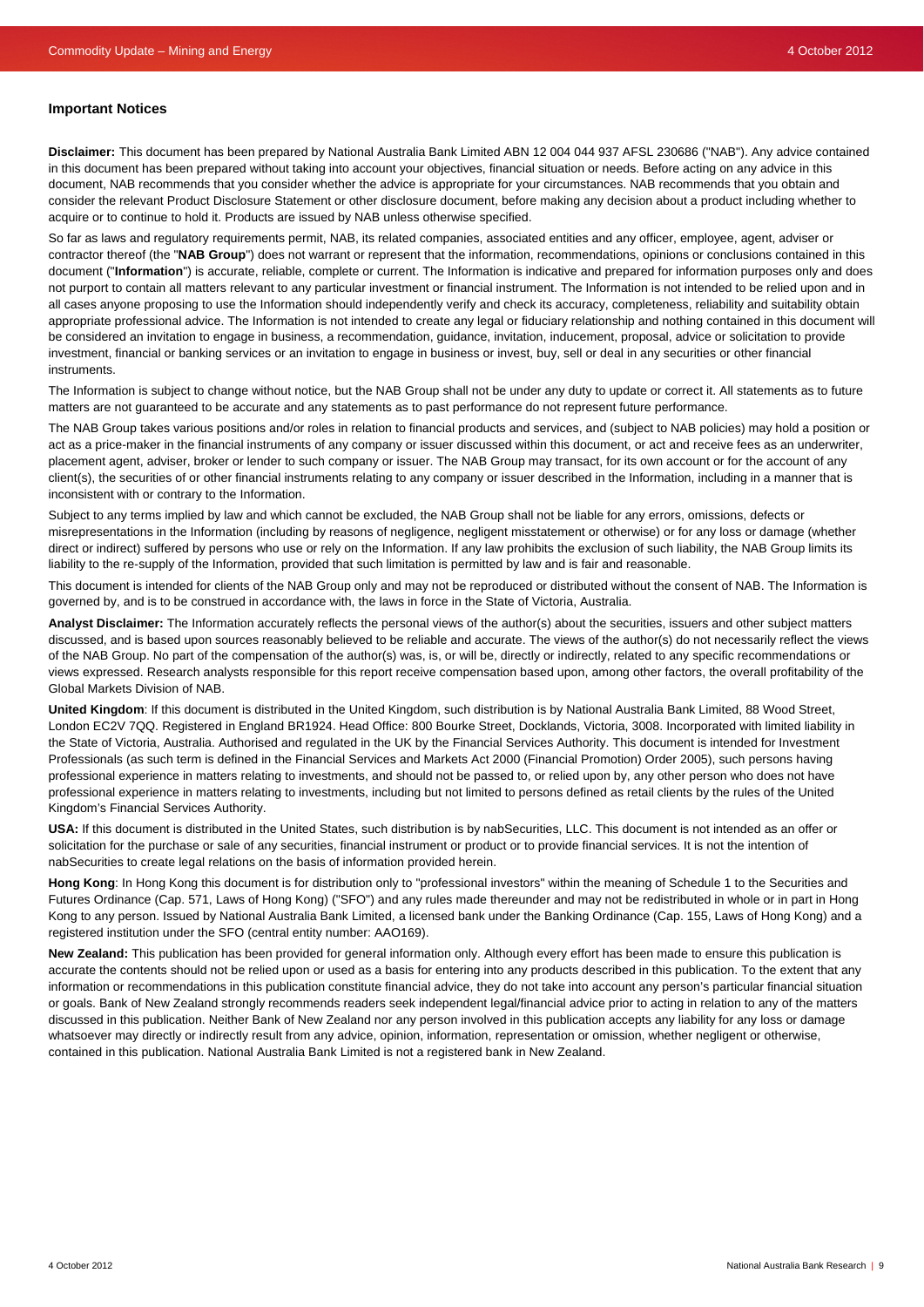## Important Notices

**Disclaimer:** This document has been prepared by National Australia Bank Limited ABN 12 004 044 937 AFSL 230686 ("NAB"). Any advice contained in this document has been prepared without taking into account your objectives, financial situation or needs. Before acting on any advice in this document, NAB recommends that you consider whether the advice is appropriate for your circumstances. NAB recommends that you obtain and consider the relevant Product Disclosure Statement or other disclosure document, before making any decision about a product including whether to acquire or to continue to hold it. Products are issued by NAB unless otherwise specified.

So far as laws and regulatory requirements permit, NAB, its related companies, associated entities and any officer, employee, agent, adviser or contractor thereof (the "**NAB Group**") does not warrant or represent that the information, recommendations, opinions or conclusions contained in this document ("**Information**") is accurate, reliable, complete or current. The Information is indicative and prepared for information purposes only and does not purport to contain all matters relevant to any particular investment or financial instrument. The Information is not intended to be relied upon and in all cases anyone proposing to use the Information should independently verify and check its accuracy, completeness, reliability and suitability obtain appropriate professional advice. The Information is not intended to create any legal or fiduciary relationship and nothing contained in this document will be considered an invitation to engage in business, a recommendation, guidance, invitation, inducement, proposal, advice or solicitation to provide investment, financial or banking services or an invitation to engage in business or invest, buy, sell or deal in any securities or other financial instruments.

The Information is subject to change without notice, but the NAB Group shall not be under any duty to update or correct it. All statements as to future matters are not guaranteed to be accurate and any statements as to past performance do not represent future performance.

The NAB Group takes various positions and/or roles in relation to financial products and services, and (subject to NAB policies) may hold a position or act as a price-maker in the financial instruments of any company or issuer discussed within this document, or act and receive fees as an underwriter, placement agent, adviser, broker or lender to such company or issuer. The NAB Group may transact, for its own account or for the account of any client(s), the securities of or other financial instruments relating to any company or issuer described in the Information, including in a manner that is inconsistent with or contrary to the Information.

Subject to any terms implied by law and which cannot be excluded, the NAB Group shall not be liable for any errors, omissions, defects or misrepresentations in the Information (including by reasons of negligence, negligent misstatement or otherwise) or for any loss or damage (whether direct or indirect) suffered by persons who use or rely on the Information. If any law prohibits the exclusion of such liability, the NAB Group limits its liability to the re-supply of the Information, provided that such limitation is permitted by law and is fair and reasonable.

This document is intended for clients of the NAB Group only and may not be reproduced or distributed without the consent of NAB. The Information is governed by, and is to be construed in accordance with, the laws in force in the State of Victoria, Australia.

**Analyst Disclaimer:** The Information accurately reflects the personal views of the author(s) about the securities, issuers and other subject matters discussed, and is based upon sources reasonably believed to be reliable and accurate. The views of the author(s) do not necessarily reflect the views of the NAB Group. No part of the compensation of the author(s) was, is, or will be, directly or indirectly, related to any specific recommendations or views expressed. Research analysts responsible for this report receive compensation based upon, among other factors, the overall profitability of the Global Markets Division of NAB.

**United Kingdom**: If this document is distributed in the United Kingdom, such distribution is by National Australia Bank Limited, 88 Wood Street, London EC2V 7QQ. Registered in England BR1924. Head Office: 800 Bourke Street, Docklands, Victoria, 3008. Incorporated with limited liability in the State of Victoria, Australia. Authorised and regulated in the UK by the Financial Services Authority. This document is intended for Investment Professionals (as such term is defined in the Financial Services and Markets Act 2000 (Financial Promotion) Order 2005), such persons having professional experience in matters relating to investments, and should not be passed to, or relied upon by, any other person who does not have professional experience in matters relating to investments, including but not limited to persons defined as retail clients by the rules of the United Kingdom's Financial Services Authority.

**USA:** If this document is distributed in the United States, such distribution is by nabSecurities, LLC. This document is not intended as an offer or solicitation for the purchase or sale of any securities, financial instrument or product or to provide financial services. It is not the intention of nabSecurities to create legal relations on the basis of information provided herein.

**Hong Kong**: In Hong Kong this document is for distribution only to "professional investors" within the meaning of Schedule 1 to the Securities and Futures Ordinance (Cap. 571, Laws of Hong Kong) ("SFO") and any rules made thereunder and may not be redistributed in whole or in part in Hong Kong to any person. Issued by National Australia Bank Limited, a licensed bank under the Banking Ordinance (Cap. 155, Laws of Hong Kong) and a registered institution under the SFO (central entity number: AAO169).

**New Zealand:** This publication has been provided for general information only. Although every effort has been made to ensure this publication is accurate the contents should not be relied upon or used as a basis for entering into any products described in this publication. To the extent that any information or recommendations in this publication constitute financial advice, they do not take into account any person's particular financial situation or goals. Bank of New Zealand strongly recommends readers seek independent legal/financial advice prior to acting in relation to any of the matters discussed in this publication. Neither Bank of New Zealand nor any person involved in this publication accepts any liability for any loss or damage whatsoever may directly or indirectly result from any advice, opinion, information, representation or omission, whether negligent or otherwise, contained in this publication. National Australia Bank Limited is not a registered bank in New Zealand.